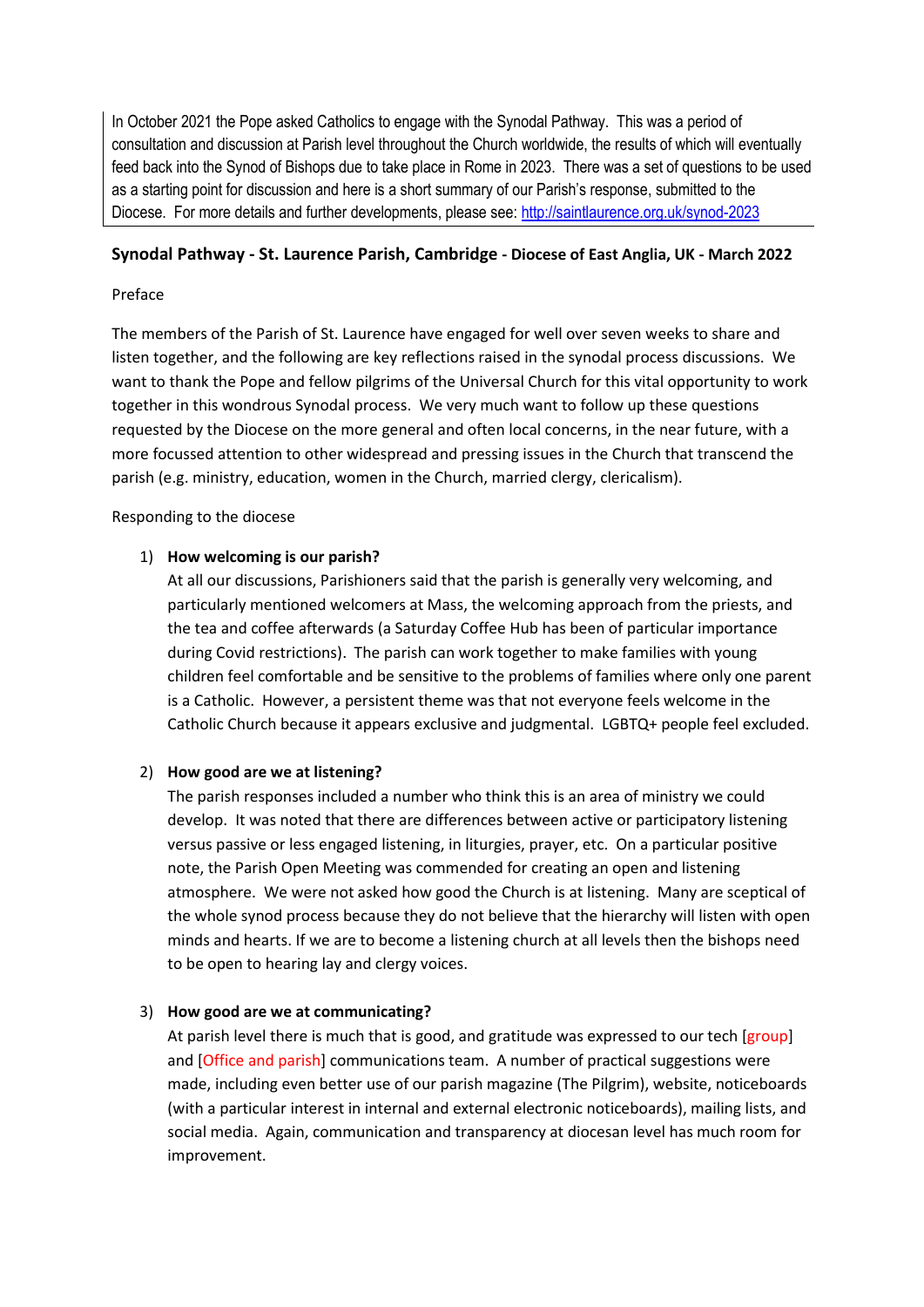In October 2021 the Pope asked Catholics to engage with the Synodal Pathway. This was a period of consultation and discussion at Parish level throughout the Church worldwide, the results of which will eventually feed back into the Synod of Bishops due to take place in Rome in 2023. There was a set of questions to be used as a starting point for discussion and here is a short summary of our Parish's response, submitted to the Diocese. For more details and further developments, please see: http://saintlaurence.org.uk/synod-2023

## Synodal Pathway - St. Laurence Parish, Cambridge - Diocese of East Anglia, UK - March 2022

Preface

The members of the Parish of St. Laurence have engaged for well over seven weeks to share and listen together, and the following are key reflections raised in the synodal process discussions. We want to thank the Pope and fellow pilgrims of the Universal Church for this vital opportunity to work together in this wondrous Synodal process. We very much want to follow up these questions requested by the Diocese on the more general and often local concerns, in the near future, with a more focussed attention to other widespread and pressing issues in the Church that transcend the parish (e.g. ministry, education, women in the Church, married clergy, clericalism).

Responding to the diocese

1) **How welcoming is our parish?**
   At all our discussions, Parishioners said that the parish is generally very welcoming, and particularly mentioned welcomers at Mass, the welcoming approach from the priests, and the tea and coffee afterwards (a Saturday Coffee Hub has been of particular importance during Covid restrictions). The parish can work together to make families with young children feel comfortable and be sensitive to the problems of families where only one parent is a Catholic. However, a persistent theme was that not everyone feels welcome in the Catholic Church because it appears exclusive and judgmental. LGBTQ+ people feel excluded.

2) **How good are we at listening?**
   The parish responses included a number who think this is an area of ministry we could develop. It was noted that there are differences between active or participatory listening versus passive or less engaged listening, in liturgies, prayer, etc. On a particular positive note, the Parish Open Meeting was commended for creating an open and listening atmosphere. We were not asked how good the Church is at listening. Many are sceptical of the whole synod process because they do not believe that the hierarchy will listen with open minds and hearts. If we are to become a listening church at all levels then the bishops need to be open to hearing lay and clergy voices.

3) **How good are we at communicating?**
   At parish level there is much that is good, and gratitude was expressed to our tech [group] and [Office and parish] communications team. A number of practical suggestions were made, including even better use of our parish magazine (The Pilgrim), website, noticeboards (with a particular interest in internal and external electronic noticeboards), mailing lists, and social media. Again, communication and transparency at diocesan level has much room for improvement.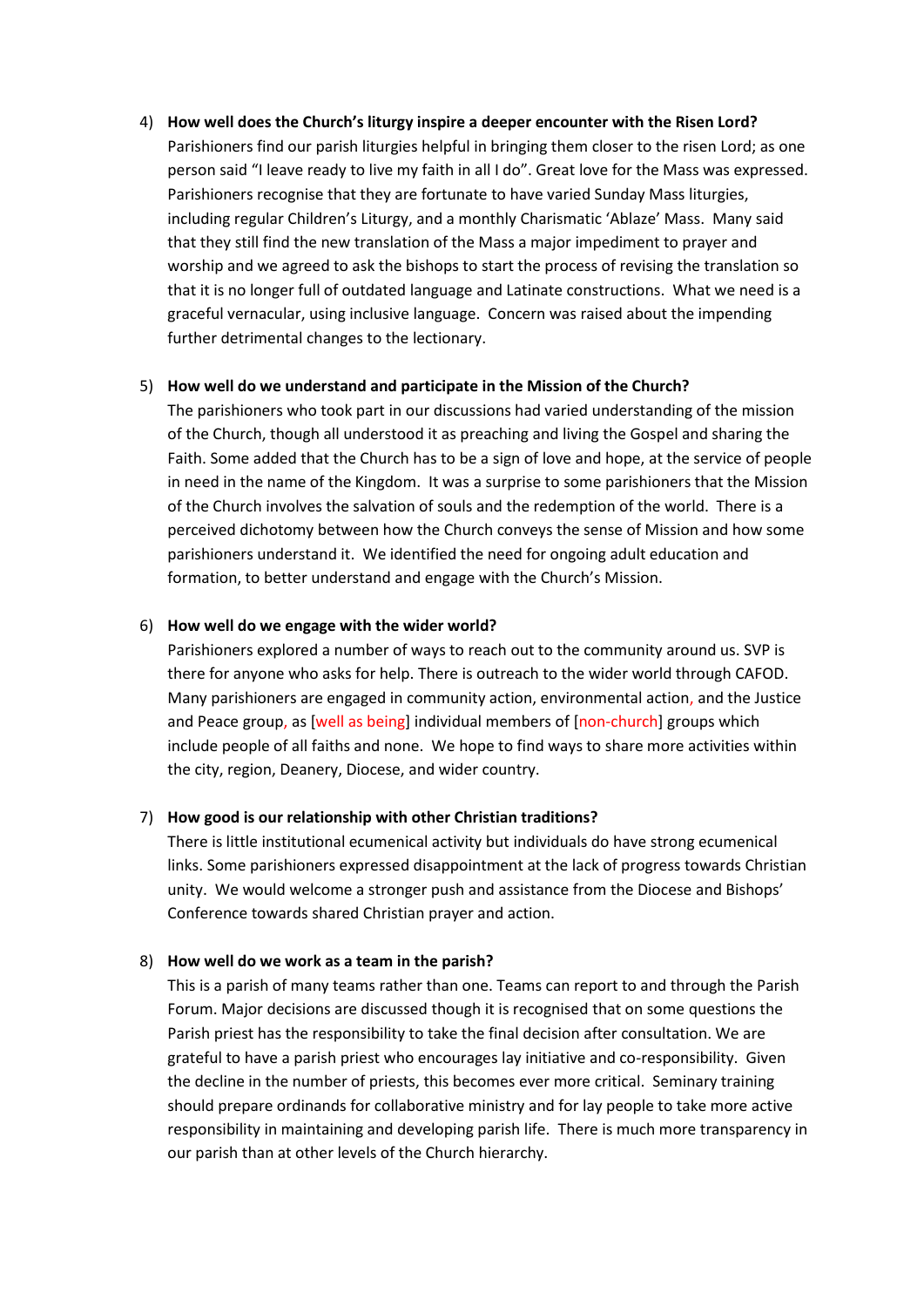4) **How well does the Church's liturgy inspire a deeper encounter with the Risen Lord?**
   Parishioners find our parish liturgies helpful in bringing them closer to the risen Lord; as one person said "I leave ready to live my faith in all I do". Great love for the Mass was expressed. Parishioners recognise that they are fortunate to have varied Sunday Mass liturgies, including regular Children's Liturgy, and a monthly Charismatic 'Ablaze' Mass. Many said that they still find the new translation of the Mass a major impediment to prayer and worship and we agreed to ask the bishops to start the process of revising the translation so that it is no longer full of outdated language and Latinate constructions. What we need is a graceful vernacular, using inclusive language. Concern was raised about the impending further detrimental changes to the lectionary.

5) **How well do we understand and participate in the Mission of the Church?**
   The parishioners who took part in our discussions had varied understanding of the mission of the Church, though all understood it as preaching and living the Gospel and sharing the Faith. Some added that the Church has to be a sign of love and hope, at the service of people in need in the name of the Kingdom. It was a surprise to some parishioners that the Mission of the Church involves the salvation of souls and the redemption of the world. There is a perceived dichotomy between how the Church conveys the sense of Mission and how some parishioners understand it. We identified the need for ongoing adult education and formation, to better understand and engage with the Church's Mission.

6) **How well do we engage with the wider world?**
   Parishioners explored a number of ways to reach out to the community around us. SVP is there for anyone who asks for help. There is outreach to the wider world through CAFOD. Many parishioners are engaged in community action, environmental action, and the Justice and Peace group, as [well as being] individual members of [non-church] groups which include people of all faiths and none. We hope to find ways to share more activities within the city, region, Deanery, Diocese, and wider country.

7) **How good is our relationship with other Christian traditions?**
   There is little institutional ecumenical activity but individuals do have strong ecumenical links. Some parishioners expressed disappointment at the lack of progress towards Christian unity. We would welcome a stronger push and assistance from the Diocese and Bishops' Conference towards shared Christian prayer and action.

8) **How well do we work as a team in the parish?**
   This is a parish of many teams rather than one. Teams can report to and through the Parish Forum. Major decisions are discussed though it is recognised that on some questions the Parish priest has the responsibility to take the final decision after consultation. We are grateful to have a parish priest who encourages lay initiative and co-responsibility. Given the decline in the number of priests, this becomes ever more critical. Seminary training should prepare ordinands for collaborative ministry and for lay people to take more active responsibility in maintaining and developing parish life. There is much more transparency in our parish than at other levels of the Church hierarchy.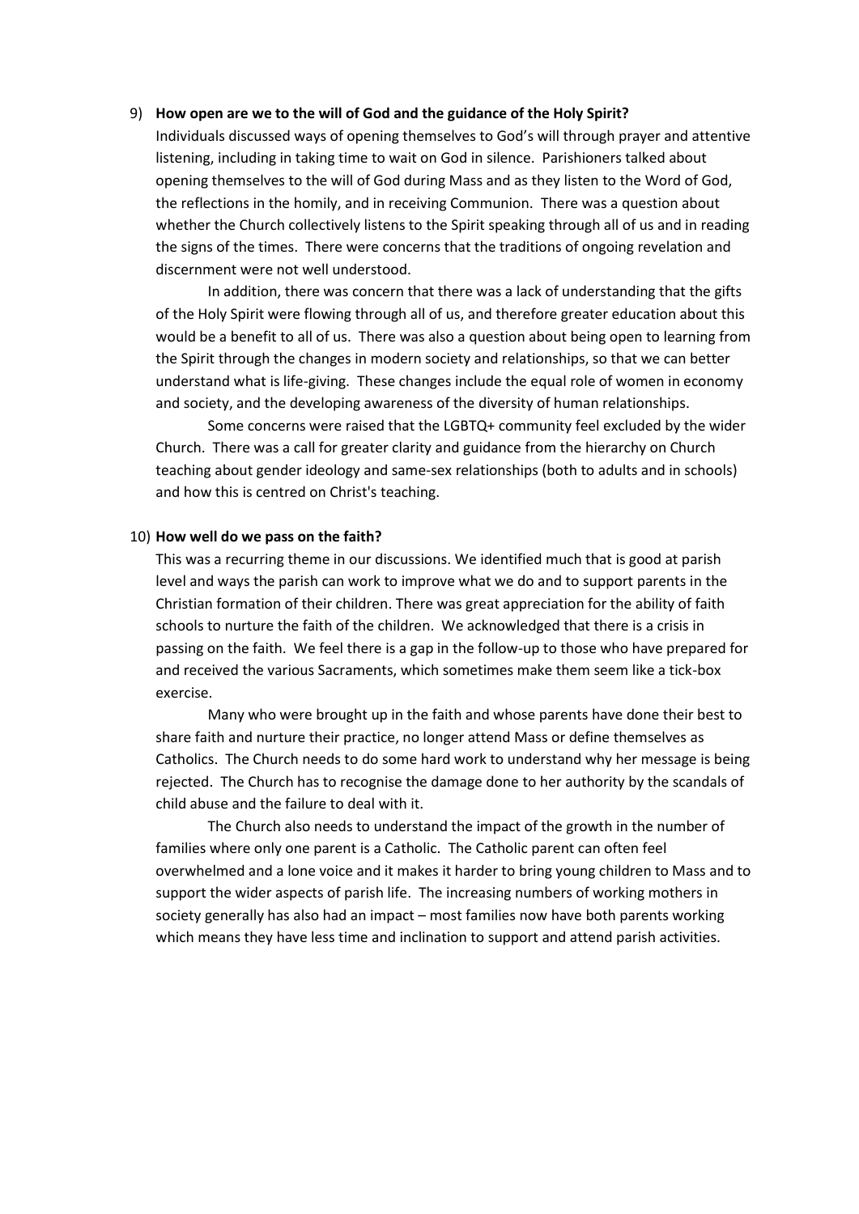9) **How open are we to the will of God and the guidance of the Holy Spirit?**

Individuals discussed ways of opening themselves to God's will through prayer and attentive listening, including in taking time to wait on God in silence. Parishioners talked about opening themselves to the will of God during Mass and as they listen to the Word of God, the reflections in the homily, and in receiving Communion. There was a question about whether the Church collectively listens to the Spirit speaking through all of us and in reading the signs of the times. There were concerns that the traditions of ongoing revelation and discernment were not well understood.

In addition, there was concern that there was a lack of understanding that the gifts of the Holy Spirit were flowing through all of us, and therefore greater education about this would be a benefit to all of us. There was also a question about being open to learning from the Spirit through the changes in modern society and relationships, so that we can better understand what is life-giving. These changes include the equal role of women in economy and society, and the developing awareness of the diversity of human relationships.

Some concerns were raised that the LGBTQ+ community feel excluded by the wider Church. There was a call for greater clarity and guidance from the hierarchy on Church teaching about gender ideology and same-sex relationships (both to adults and in schools) and how this is centred on Christ's teaching.

10) **How well do we pass on the faith?**

This was a recurring theme in our discussions. We identified much that is good at parish level and ways the parish can work to improve what we do and to support parents in the Christian formation of their children. There was great appreciation for the ability of faith schools to nurture the faith of the children. We acknowledged that there is a crisis in passing on the faith. We feel there is a gap in the follow-up to those who have prepared for and received the various Sacraments, which sometimes make them seem like a tick-box exercise.

Many who were brought up in the faith and whose parents have done their best to share faith and nurture their practice, no longer attend Mass or define themselves as Catholics. The Church needs to do some hard work to understand why her message is being rejected. The Church has to recognise the damage done to her authority by the scandals of child abuse and the failure to deal with it.

The Church also needs to understand the impact of the growth in the number of families where only one parent is a Catholic. The Catholic parent can often feel overwhelmed and a lone voice and it makes it harder to bring young children to Mass and to support the wider aspects of parish life. The increasing numbers of working mothers in society generally has also had an impact – most families now have both parents working which means they have less time and inclination to support and attend parish activities.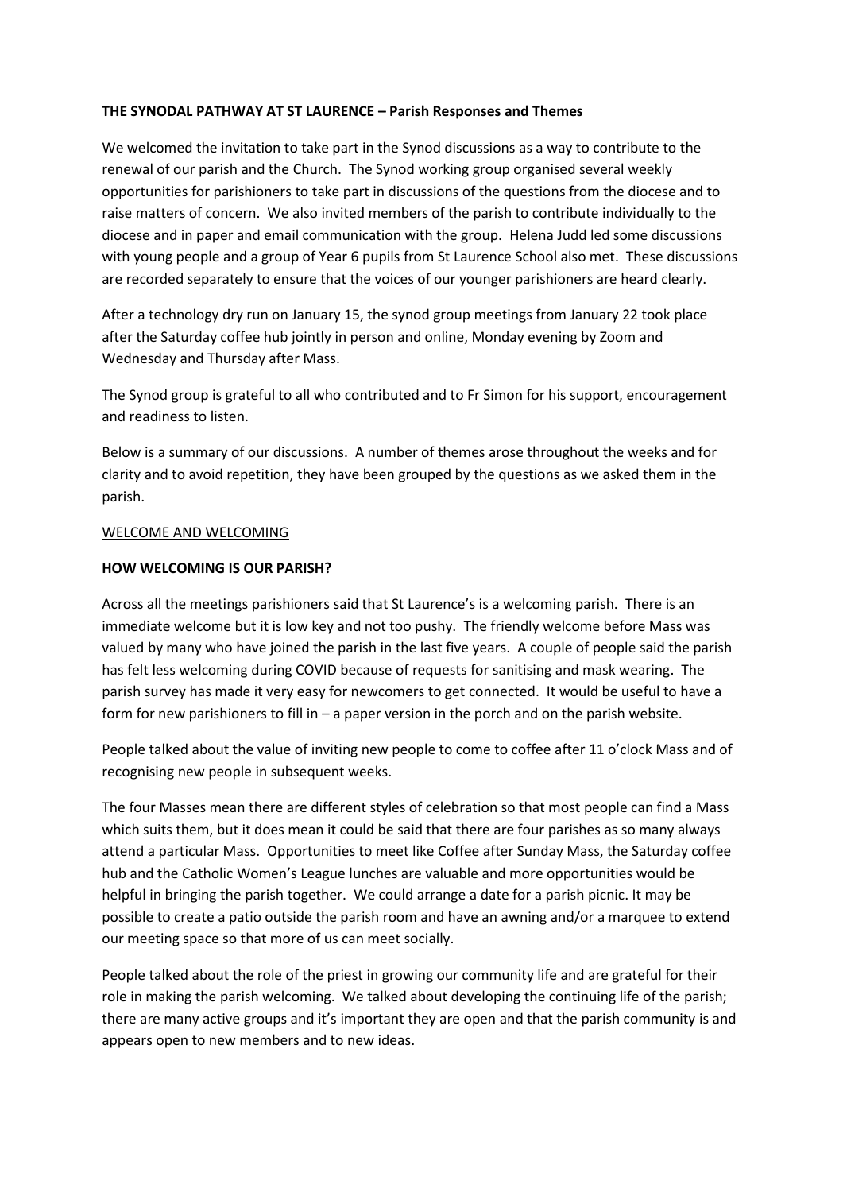**THE SYNODAL PATHWAY AT ST LAURENCE – Parish Responses and Themes**

We welcomed the invitation to take part in the Synod discussions as a way to contribute to the renewal of our parish and the Church. The Synod working group organised several weekly opportunities for parishioners to take part in discussions of the questions from the diocese and to raise matters of concern. We also invited members of the parish to contribute individually to the diocese and in paper and email communication with the group. Helena Judd led some discussions with young people and a group of Year 6 pupils from St Laurence School also met. These discussions are recorded separately to ensure that the voices of our younger parishioners are heard clearly.

After a technology dry run on January 15, the synod group meetings from January 22 took place after the Saturday coffee hub jointly in person and online, Monday evening by Zoom and Wednesday and Thursday after Mass.

The Synod group is grateful to all who contributed and to Fr Simon for his support, encouragement and readiness to listen.

Below is a summary of our discussions. A number of themes arose throughout the weeks and for clarity and to avoid repetition, they have been grouped by the questions as we asked them in the parish.

<u>WELCOME AND WELCOMING</u>

**HOW WELCOMING IS OUR PARISH?**

Across all the meetings parishioners said that St Laurence's is a welcoming parish. There is an immediate welcome but it is low key and not too pushy. The friendly welcome before Mass was valued by many who have joined the parish in the last five years. A couple of people said the parish has felt less welcoming during COVID because of requests for sanitising and mask wearing. The parish survey has made it very easy for newcomers to get connected. It would be useful to have a form for new parishioners to fill in – a paper version in the porch and on the parish website.

People talked about the value of inviting new people to come to coffee after 11 o'clock Mass and of recognising new people in subsequent weeks.

The four Masses mean there are different styles of celebration so that most people can find a Mass which suits them, but it does mean it could be said that there are four parishes as so many always attend a particular Mass. Opportunities to meet like Coffee after Sunday Mass, the Saturday coffee hub and the Catholic Women's League lunches are valuable and more opportunities would be helpful in bringing the parish together. We could arrange a date for a parish picnic. It may be possible to create a patio outside the parish room and have an awning and/or a marquee to extend our meeting space so that more of us can meet socially.

People talked about the role of the priest in growing our community life and are grateful for their role in making the parish welcoming. We talked about developing the continuing life of the parish; there are many active groups and it's important they are open and that the parish community is and appears open to new members and to new ideas.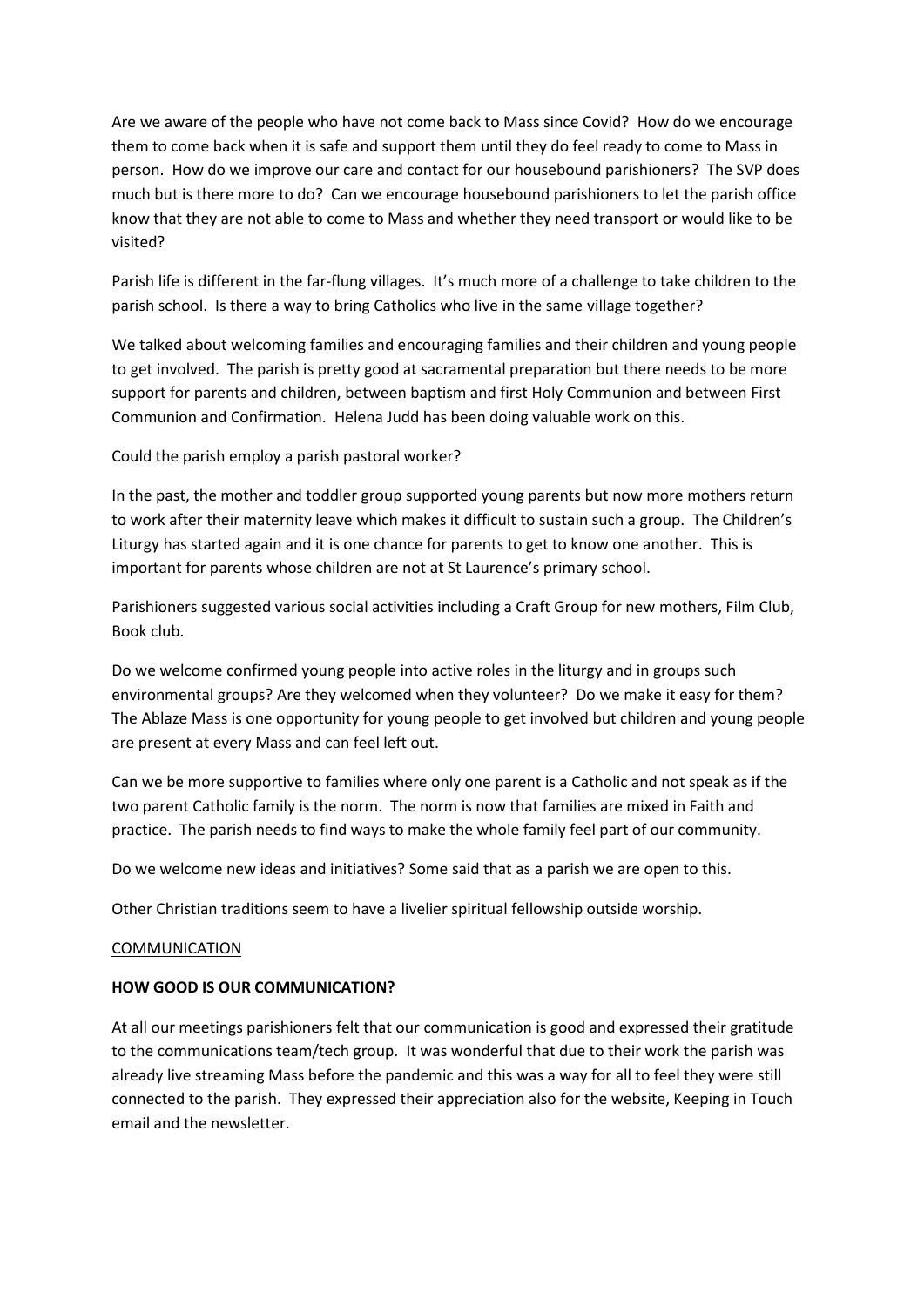Are we aware of the people who have not come back to Mass since Covid? How do we encourage them to come back when it is safe and support them until they do feel ready to come to Mass in person. How do we improve our care and contact for our housebound parishioners? The SVP does much but is there more to do? Can we encourage housebound parishioners to let the parish office know that they are not able to come to Mass and whether they need transport or would like to be visited?

Parish life is different in the far-flung villages. It's much more of a challenge to take children to the parish school. Is there a way to bring Catholics who live in the same village together?

We talked about welcoming families and encouraging families and their children and young people to get involved. The parish is pretty good at sacramental preparation but there needs to be more support for parents and children, between baptism and first Holy Communion and between First Communion and Confirmation. Helena Judd has been doing valuable work on this.

Could the parish employ a parish pastoral worker?

In the past, the mother and toddler group supported young parents but now more mothers return to work after their maternity leave which makes it difficult to sustain such a group. The Children's Liturgy has started again and it is one chance for parents to get to know one another. This is important for parents whose children are not at St Laurence's primary school.

Parishioners suggested various social activities including a Craft Group for new mothers, Film Club, Book club.

Do we welcome confirmed young people into active roles in the liturgy and in groups such environmental groups? Are they welcomed when they volunteer? Do we make it easy for them? The Ablaze Mass is one opportunity for young people to get involved but children and young people are present at every Mass and can feel left out.

Can we be more supportive to families where only one parent is a Catholic and not speak as if the two parent Catholic family is the norm. The norm is now that families are mixed in Faith and practice. The parish needs to find ways to make the whole family feel part of our community.

Do we welcome new ideas and initiatives? Some said that as a parish we are open to this.

Other Christian traditions seem to have a livelier spiritual fellowship outside worship.

COMMUNICATION

**HOW GOOD IS OUR COMMUNICATION?**

At all our meetings parishioners felt that our communication is good and expressed their gratitude to the communications team/tech group. It was wonderful that due to their work the parish was already live streaming Mass before the pandemic and this was a way for all to feel they were still connected to the parish. They expressed their appreciation also for the website, Keeping in Touch email and the newsletter.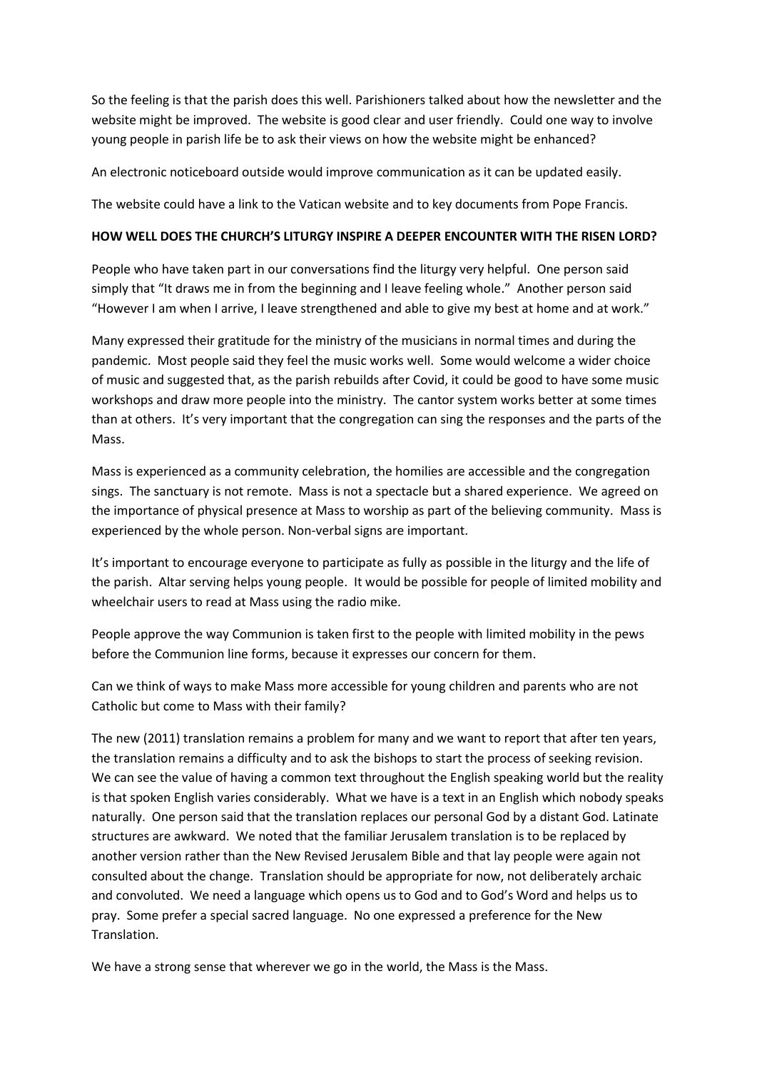So the feeling is that the parish does this well. Parishioners talked about how the newsletter and the website might be improved. The website is good clear and user friendly. Could one way to involve young people in parish life be to ask their views on how the website might be enhanced?

An electronic noticeboard outside would improve communication as it can be updated easily.

The website could have a link to the Vatican website and to key documents from Pope Francis.

**HOW WELL DOES THE CHURCH'S LITURGY INSPIRE A DEEPER ENCOUNTER WITH THE RISEN LORD?**

People who have taken part in our conversations find the liturgy very helpful. One person said simply that "It draws me in from the beginning and I leave feeling whole." Another person said "However I am when I arrive, I leave strengthened and able to give my best at home and at work."

Many expressed their gratitude for the ministry of the musicians in normal times and during the pandemic. Most people said they feel the music works well. Some would welcome a wider choice of music and suggested that, as the parish rebuilds after Covid, it could be good to have some music workshops and draw more people into the ministry. The cantor system works better at some times than at others. It's very important that the congregation can sing the responses and the parts of the Mass.

Mass is experienced as a community celebration, the homilies are accessible and the congregation sings. The sanctuary is not remote. Mass is not a spectacle but a shared experience. We agreed on the importance of physical presence at Mass to worship as part of the believing community. Mass is experienced by the whole person. Non-verbal signs are important.

It's important to encourage everyone to participate as fully as possible in the liturgy and the life of the parish. Altar serving helps young people. It would be possible for people of limited mobility and wheelchair users to read at Mass using the radio mike.

People approve the way Communion is taken first to the people with limited mobility in the pews before the Communion line forms, because it expresses our concern for them.

Can we think of ways to make Mass more accessible for young children and parents who are not Catholic but come to Mass with their family?

The new (2011) translation remains a problem for many and we want to report that after ten years, the translation remains a difficulty and to ask the bishops to start the process of seeking revision. We can see the value of having a common text throughout the English speaking world but the reality is that spoken English varies considerably. What we have is a text in an English which nobody speaks naturally. One person said that the translation replaces our personal God by a distant God. Latinate structures are awkward. We noted that the familiar Jerusalem translation is to be replaced by another version rather than the New Revised Jerusalem Bible and that lay people were again not consulted about the change. Translation should be appropriate for now, not deliberately archaic and convoluted. We need a language which opens us to God and to God's Word and helps us to pray. Some prefer a special sacred language. No one expressed a preference for the New Translation.

We have a strong sense that wherever we go in the world, the Mass is the Mass.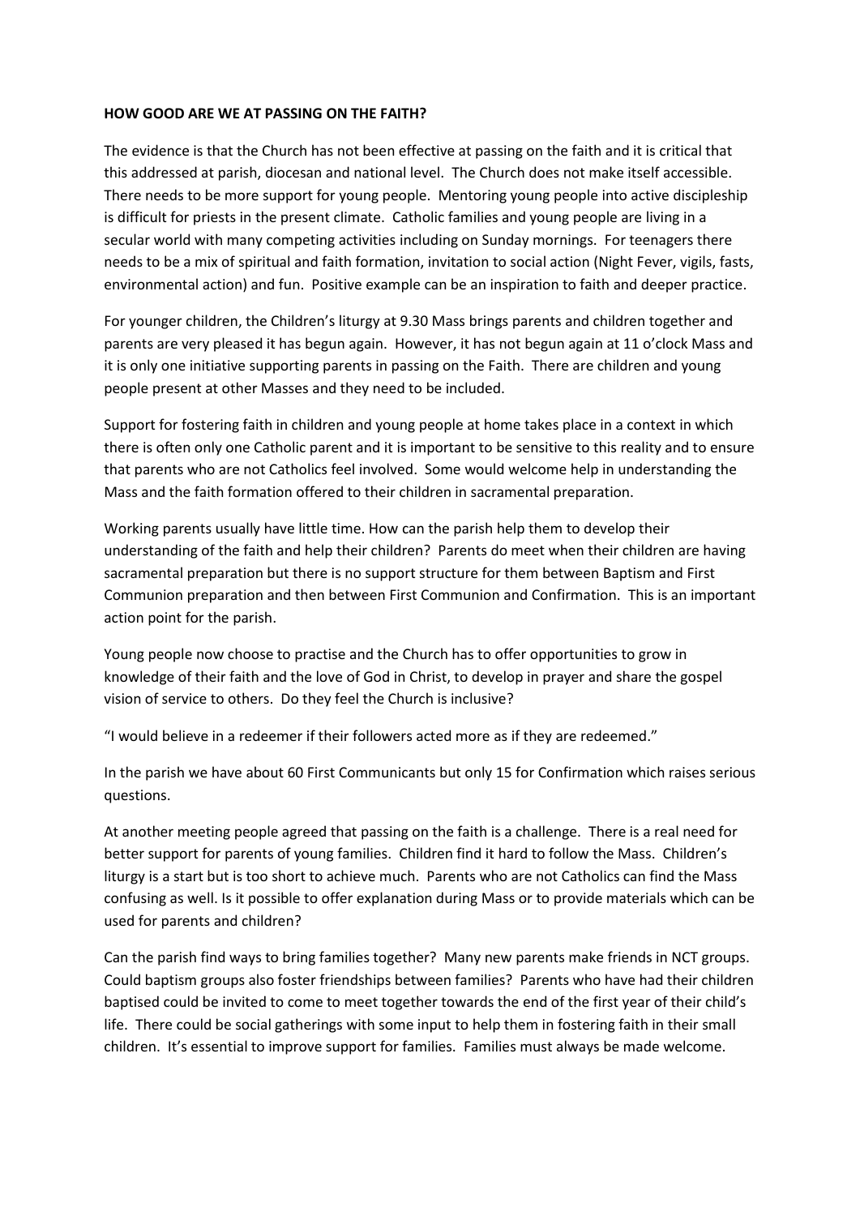**HOW GOOD ARE WE AT PASSING ON THE FAITH?**

The evidence is that the Church has not been effective at passing on the faith and it is critical that this addressed at parish, diocesan and national level. The Church does not make itself accessible. There needs to be more support for young people. Mentoring young people into active discipleship is difficult for priests in the present climate. Catholic families and young people are living in a secular world with many competing activities including on Sunday mornings. For teenagers there needs to be a mix of spiritual and faith formation, invitation to social action (Night Fever, vigils, fasts, environmental action) and fun. Positive example can be an inspiration to faith and deeper practice.

For younger children, the Children's liturgy at 9.30 Mass brings parents and children together and parents are very pleased it has begun again. However, it has not begun again at 11 o'clock Mass and it is only one initiative supporting parents in passing on the Faith. There are children and young people present at other Masses and they need to be included.

Support for fostering faith in children and young people at home takes place in a context in which there is often only one Catholic parent and it is important to be sensitive to this reality and to ensure that parents who are not Catholics feel involved. Some would welcome help in understanding the Mass and the faith formation offered to their children in sacramental preparation.

Working parents usually have little time. How can the parish help them to develop their understanding of the faith and help their children? Parents do meet when their children are having sacramental preparation but there is no support structure for them between Baptism and First Communion preparation and then between First Communion and Confirmation. This is an important action point for the parish.

Young people now choose to practise and the Church has to offer opportunities to grow in knowledge of their faith and the love of God in Christ, to develop in prayer and share the gospel vision of service to others. Do they feel the Church is inclusive?

"I would believe in a redeemer if their followers acted more as if they are redeemed."

In the parish we have about 60 First Communicants but only 15 for Confirmation which raises serious questions.

At another meeting people agreed that passing on the faith is a challenge. There is a real need for better support for parents of young families. Children find it hard to follow the Mass. Children's liturgy is a start but is too short to achieve much. Parents who are not Catholics can find the Mass confusing as well. Is it possible to offer explanation during Mass or to provide materials which can be used for parents and children?

Can the parish find ways to bring families together? Many new parents make friends in NCT groups. Could baptism groups also foster friendships between families? Parents who have had their children baptised could be invited to come to meet together towards the end of the first year of their child's life. There could be social gatherings with some input to help them in fostering faith in their small children. It's essential to improve support for families. Families must always be made welcome.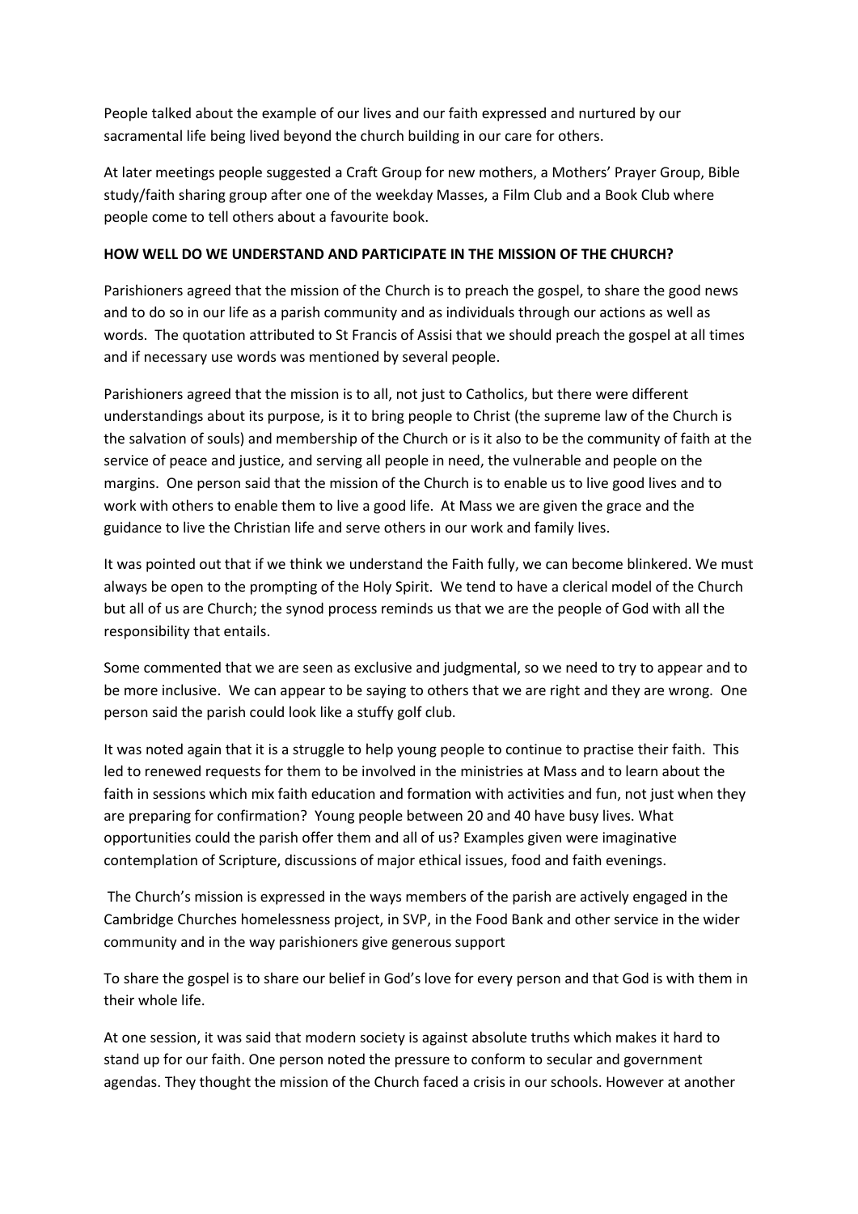People talked about the example of our lives and our faith expressed and nurtured by our sacramental life being lived beyond the church building in our care for others.

At later meetings people suggested a Craft Group for new mothers, a Mothers' Prayer Group, Bible study/faith sharing group after one of the weekday Masses, a Film Club and a Book Club where people come to tell others about a favourite book.

**HOW WELL DO WE UNDERSTAND AND PARTICIPATE IN THE MISSION OF THE CHURCH?**

Parishioners agreed that the mission of the Church is to preach the gospel, to share the good news and to do so in our life as a parish community and as individuals through our actions as well as words. The quotation attributed to St Francis of Assisi that we should preach the gospel at all times and if necessary use words was mentioned by several people.

Parishioners agreed that the mission is to all, not just to Catholics, but there were different understandings about its purpose, is it to bring people to Christ (the supreme law of the Church is the salvation of souls) and membership of the Church or is it also to be the community of faith at the service of peace and justice, and serving all people in need, the vulnerable and people on the margins. One person said that the mission of the Church is to enable us to live good lives and to work with others to enable them to live a good life. At Mass we are given the grace and the guidance to live the Christian life and serve others in our work and family lives.

It was pointed out that if we think we understand the Faith fully, we can become blinkered. We must always be open to the prompting of the Holy Spirit. We tend to have a clerical model of the Church but all of us are Church; the synod process reminds us that we are the people of God with all the responsibility that entails.

Some commented that we are seen as exclusive and judgmental, so we need to try to appear and to be more inclusive. We can appear to be saying to others that we are right and they are wrong. One person said the parish could look like a stuffy golf club.

It was noted again that it is a struggle to help young people to continue to practise their faith. This led to renewed requests for them to be involved in the ministries at Mass and to learn about the faith in sessions which mix faith education and formation with activities and fun, not just when they are preparing for confirmation? Young people between 20 and 40 have busy lives. What opportunities could the parish offer them and all of us? Examples given were imaginative contemplation of Scripture, discussions of major ethical issues, food and faith evenings.

The Church's mission is expressed in the ways members of the parish are actively engaged in the Cambridge Churches homelessness project, in SVP, in the Food Bank and other service in the wider community and in the way parishioners give generous support

To share the gospel is to share our belief in God's love for every person and that God is with them in their whole life.

At one session, it was said that modern society is against absolute truths which makes it hard to stand up for our faith. One person noted the pressure to conform to secular and government agendas. They thought the mission of the Church faced a crisis in our schools. However at another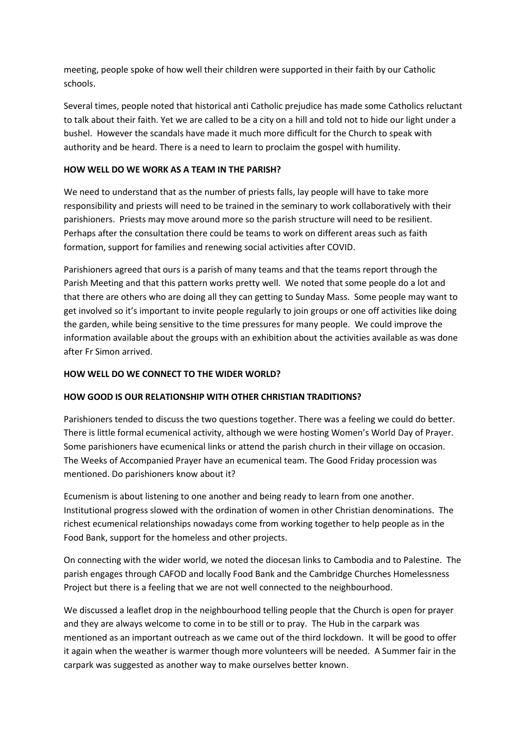meeting, people spoke of how well their children were supported in their faith by our Catholic schools.

Several times, people noted that historical anti Catholic prejudice has made some Catholics reluctant to talk about their faith. Yet we are called to be a city on a hill and told not to hide our light under a bushel. However the scandals have made it much more difficult for the Church to speak with authority and be heard. There is a need to learn to proclaim the gospel with humility.

**HOW WELL DO WE WORK AS A TEAM IN THE PARISH?**

We need to understand that as the number of priests falls, lay people will have to take more responsibility and priests will need to be trained in the seminary to work collaboratively with their parishioners. Priests may move around more so the parish structure will need to be resilient. Perhaps after the consultation there could be teams to work on different areas such as faith formation, support for families and renewing social activities after COVID.

Parishioners agreed that ours is a parish of many teams and that the teams report through the Parish Meeting and that this pattern works pretty well. We noted that some people do a lot and that there are others who are doing all they can getting to Sunday Mass. Some people may want to get involved so it's important to invite people regularly to join groups or one off activities like doing the garden, while being sensitive to the time pressures for many people. We could improve the information available about the groups with an exhibition about the activities available as was done after Fr Simon arrived.

**HOW WELL DO WE CONNECT TO THE WIDER WORLD?**

**HOW GOOD IS OUR RELATIONSHIP WITH OTHER CHRISTIAN TRADITIONS?**

Parishioners tended to discuss the two questions together. There was a feeling we could do better. There is little formal ecumenical activity, although we were hosting Women's World Day of Prayer. Some parishioners have ecumenical links or attend the parish church in their village on occasion. The Weeks of Accompanied Prayer have an ecumenical team. The Good Friday procession was mentioned. Do parishioners know about it?

Ecumenism is about listening to one another and being ready to learn from one another. Institutional progress slowed with the ordination of women in other Christian denominations. The richest ecumenical relationships nowadays come from working together to help people as in the Food Bank, support for the homeless and other projects.

On connecting with the wider world, we noted the diocesan links to Cambodia and to Palestine. The parish engages through CAFOD and locally Food Bank and the Cambridge Churches Homelessness Project but there is a feeling that we are not well connected to the neighbourhood.

We discussed a leaflet drop in the neighbourhood telling people that the Church is open for prayer and they are always welcome to come in to be still or to pray. The Hub in the carpark was mentioned as an important outreach as we came out of the third lockdown. It will be good to offer it again when the weather is warmer though more volunteers will be needed. A Summer fair in the carpark was suggested as another way to make ourselves better known.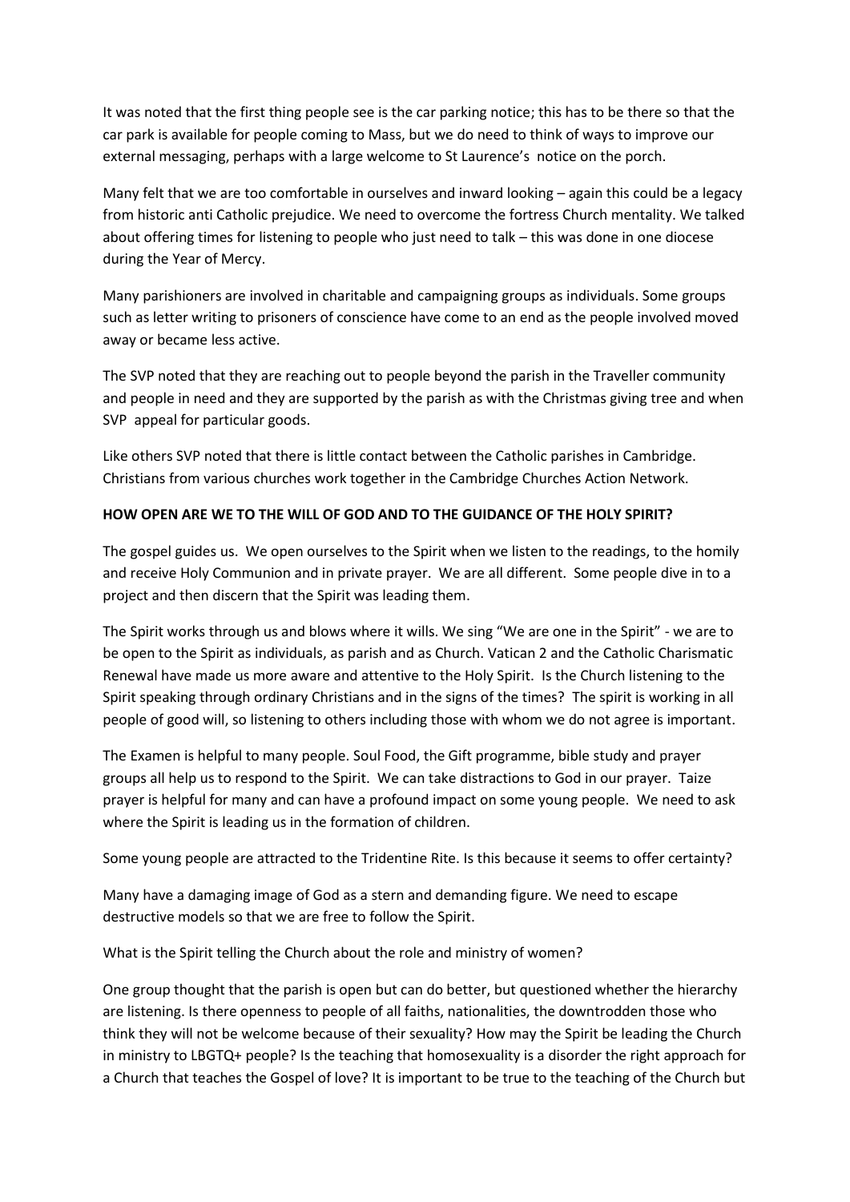It was noted that the first thing people see is the car parking notice; this has to be there so that the car park is available for people coming to Mass, but we do need to think of ways to improve our external messaging, perhaps with a large welcome to St Laurence's notice on the porch.

Many felt that we are too comfortable in ourselves and inward looking – again this could be a legacy from historic anti Catholic prejudice. We need to overcome the fortress Church mentality. We talked about offering times for listening to people who just need to talk – this was done in one diocese during the Year of Mercy.

Many parishioners are involved in charitable and campaigning groups as individuals. Some groups such as letter writing to prisoners of conscience have come to an end as the people involved moved away or became less active.

The SVP noted that they are reaching out to people beyond the parish in the Traveller community and people in need and they are supported by the parish as with the Christmas giving tree and when SVP appeal for particular goods.

Like others SVP noted that there is little contact between the Catholic parishes in Cambridge. Christians from various churches work together in the Cambridge Churches Action Network.

**HOW OPEN ARE WE TO THE WILL OF GOD AND TO THE GUIDANCE OF THE HOLY SPIRIT?**

The gospel guides us. We open ourselves to the Spirit when we listen to the readings, to the homily and receive Holy Communion and in private prayer. We are all different. Some people dive in to a project and then discern that the Spirit was leading them.

The Spirit works through us and blows where it wills. We sing "We are one in the Spirit" - we are to be open to the Spirit as individuals, as parish and as Church. Vatican 2 and the Catholic Charismatic Renewal have made us more aware and attentive to the Holy Spirit. Is the Church listening to the Spirit speaking through ordinary Christians and in the signs of the times? The spirit is working in all people of good will, so listening to others including those with whom we do not agree is important.

The Examen is helpful to many people. Soul Food, the Gift programme, bible study and prayer groups all help us to respond to the Spirit. We can take distractions to God in our prayer. Taize prayer is helpful for many and can have a profound impact on some young people. We need to ask where the Spirit is leading us in the formation of children.

Some young people are attracted to the Tridentine Rite. Is this because it seems to offer certainty?

Many have a damaging image of God as a stern and demanding figure. We need to escape destructive models so that we are free to follow the Spirit.

What is the Spirit telling the Church about the role and ministry of women?

One group thought that the parish is open but can do better, but questioned whether the hierarchy are listening. Is there openness to people of all faiths, nationalities, the downtrodden those who think they will not be welcome because of their sexuality? How may the Spirit be leading the Church in ministry to LBGTQ+ people? Is the teaching that homosexuality is a disorder the right approach for a Church that teaches the Gospel of love? It is important to be true to the teaching of the Church but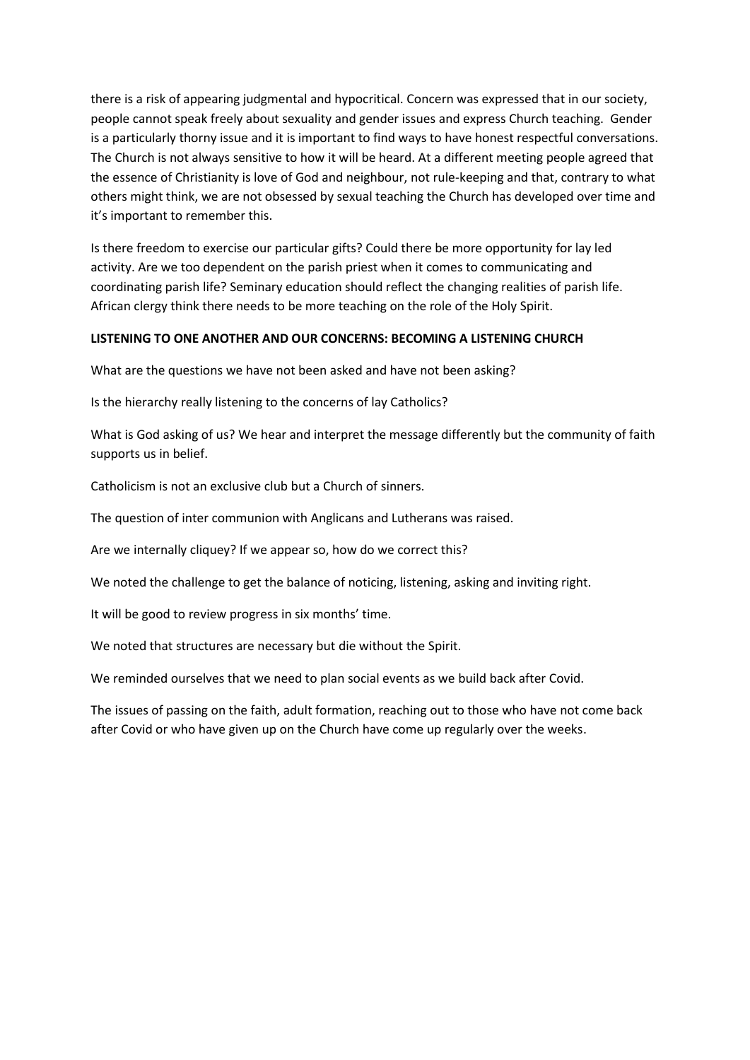there is a risk of appearing judgmental and hypocritical. Concern was expressed that in our society, people cannot speak freely about sexuality and gender issues and express Church teaching. Gender is a particularly thorny issue and it is important to find ways to have honest respectful conversations. The Church is not always sensitive to how it will be heard. At a different meeting people agreed that the essence of Christianity is love of God and neighbour, not rule-keeping and that, contrary to what others might think, we are not obsessed by sexual teaching the Church has developed over time and it's important to remember this.

Is there freedom to exercise our particular gifts? Could there be more opportunity for lay led activity. Are we too dependent on the parish priest when it comes to communicating and coordinating parish life? Seminary education should reflect the changing realities of parish life. African clergy think there needs to be more teaching on the role of the Holy Spirit.

**LISTENING TO ONE ANOTHER AND OUR CONCERNS: BECOMING A LISTENING CHURCH**

What are the questions we have not been asked and have not been asking?

Is the hierarchy really listening to the concerns of lay Catholics?

What is God asking of us? We hear and interpret the message differently but the community of faith supports us in belief.

Catholicism is not an exclusive club but a Church of sinners.

The question of inter communion with Anglicans and Lutherans was raised.

Are we internally cliquey? If we appear so, how do we correct this?

We noted the challenge to get the balance of noticing, listening, asking and inviting right.

It will be good to review progress in six months' time.

We noted that structures are necessary but die without the Spirit.

We reminded ourselves that we need to plan social events as we build back after Covid.

The issues of passing on the faith, adult formation, reaching out to those who have not come back after Covid or who have given up on the Church have come up regularly over the weeks.